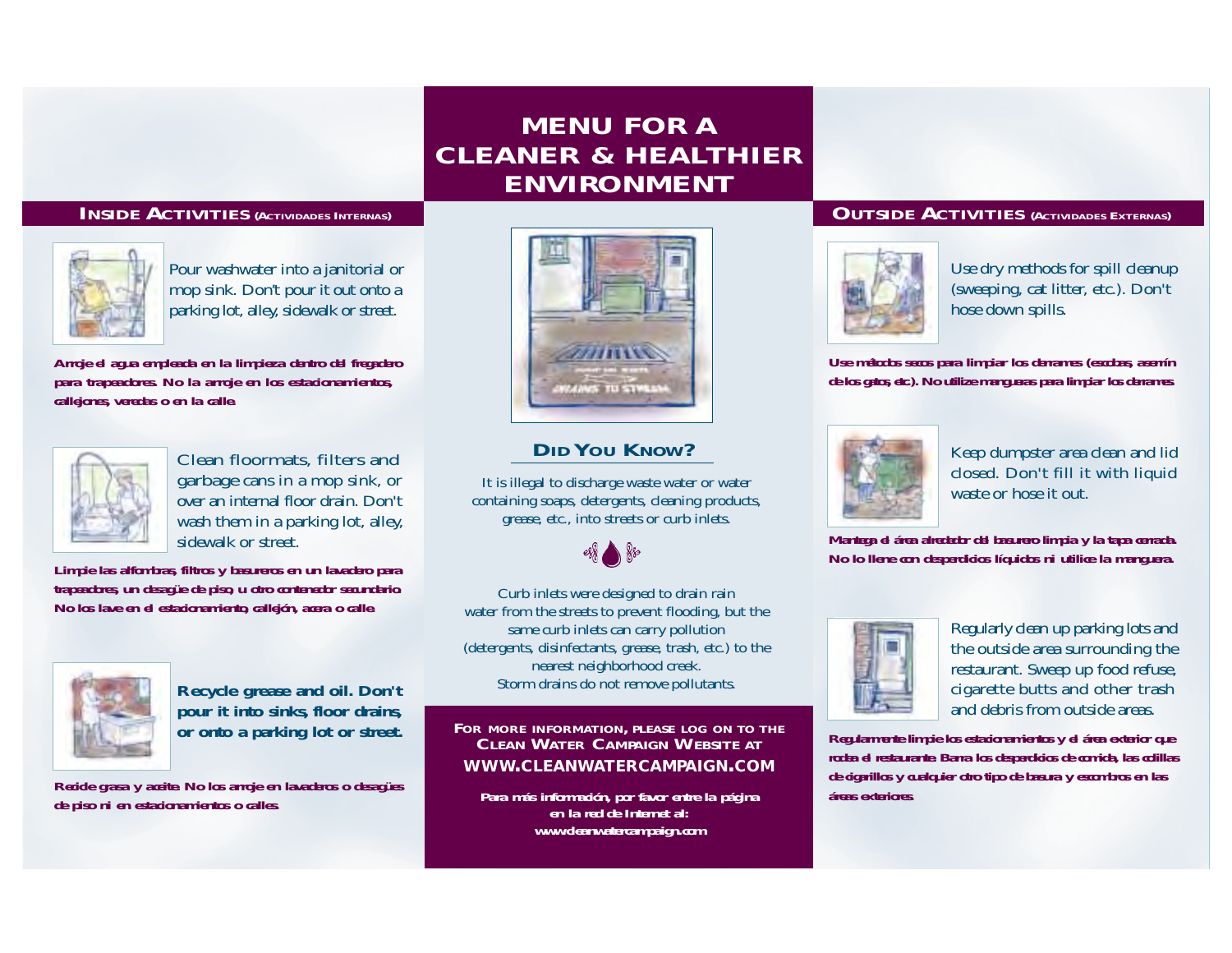# MENU FOR A CLEANER & HEALTHIER ENVIRONMENT

## INSIDE ACTIVITIES (ACTIVIDADES INTERNAS)

Pour washwater into a janitorial or mop sink. Don't pour it out onto a parking lot, alley, sidewalk or street.

**Arroje el agua empleada en la limpieza dentro del fregadero para trapeadores. No la arroje en los estacionamientos, callejones, veredas o en la calle.**

Clean floormats, filters and garbage cans in a mop sink, or over an internal floor drain. Don't wash them in a parking lot, alley, sidewalk or street.

**Limpie las alfombras, filtros y basureros en un lavadero para trapeadores, un desagüe de piso, u otro contenedor secundario. No los lave en el estacionamiento, callejón, acera o calle.**

**Recycle grease and oil. Don't pour it into sinks, floor drains, or onto a parking lot or street.**

**Recicle grasa y aceite. No los arroje en lavaderos o desagües de piso ni en estacionamientos o calles.**

## DID YOU KNOW?

It is illegal to discharge waste water or water containing soaps, detergents, cleaning products, grease, etc., into streets or curb inlets.

Curb inlets were designed to drain rain water from the streets to prevent flooding, but the same curb inlets can carry pollution (detergents, disinfectants, grease, trash, etc.) to the nearest neighborhood creek. Storm drains do not remove pollutants.

**FOR MORE INFORMATION, PLEASE LOG ON TO THE CLEAN WATER CAMPAIGN WEBSITE AT WWW.CLEANWATERCAMPAIGN.COM**

**Para más información, por favor entre la página en la red de Internet al: www.cleanwatercampaign.com**

## OUTSIDE ACTIVITIES (ACTIVIDADES EXTERNAS)

Use dry methods for spill cleanup (sweeping, cat litter, etc.). Don't hose down spills.

**Use métodos secos para limpiar los derrames (escobas, aserrín de los gatos, etc). No utilize mangueras para limpiar los derrames.**

Keep dumpster area clean and lid closed. Don't fill it with liquid waste or hose it out.

**Mantenga el área alrededor del basurero limpia y la tapa cerrada. No lo llene con desperdicios líquidos ni utilice la manguera.**

Regularly clean up parking lots and the outside area surrounding the restaurant. Sweep up food refuse, cigarette butts and other trash and debris from outside areas.

**Regularmente limpie los estacionamientos y el área exterior que rodea el restaurante. Barra los desperdicios de comida, las colillas de cigarillos y cualquier otro tipo de basura y escombros en las áreas exteriores.**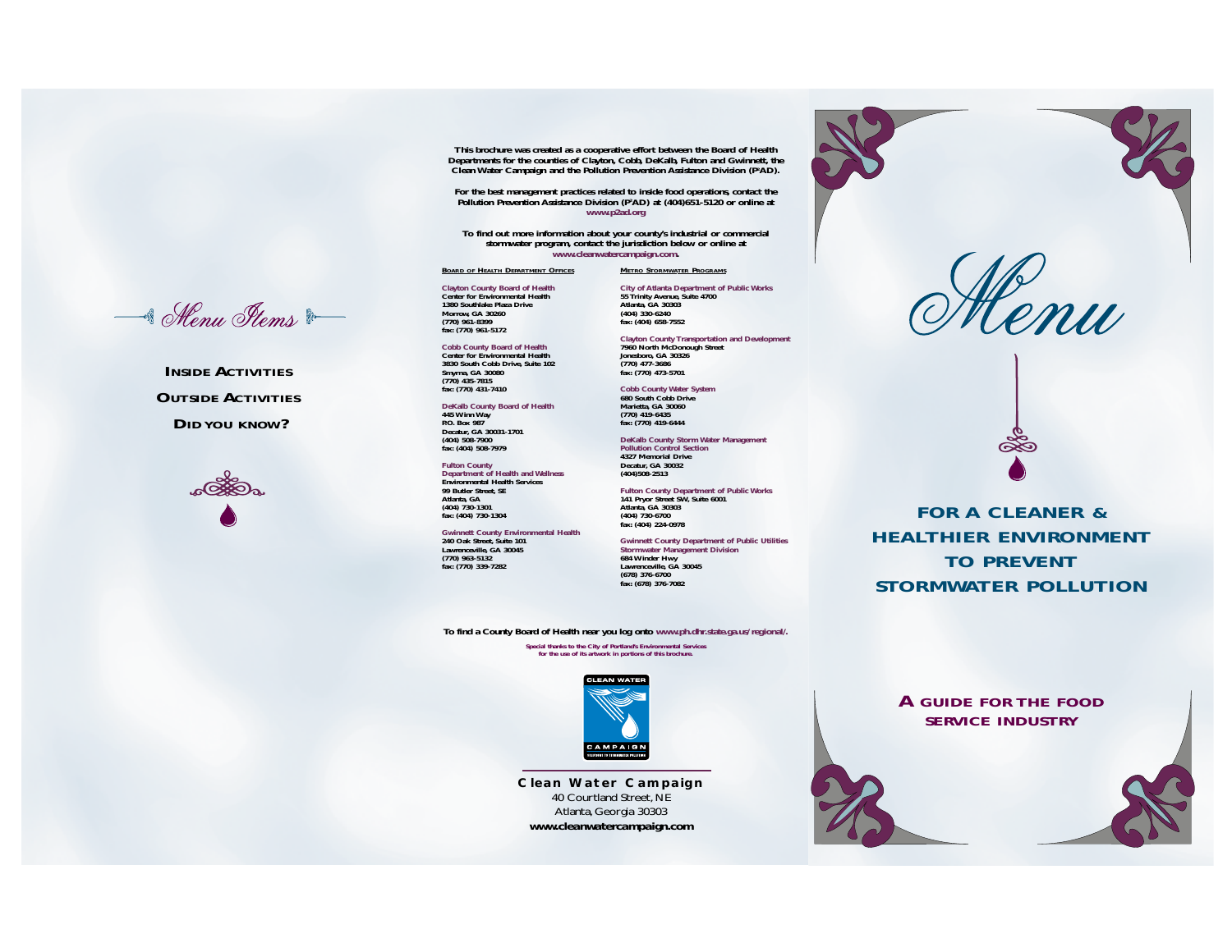## Menu Items

**INSIDE ACTIVITIES**

**OUTSIDE ACTIVITIES**

**DID YOU KNOW?**

**This brochure was created as a cooperative effort between the Board of Health Departments for the counties of Clayton, Cobb, DeKalb, Fulton and Gwinnett, the Clean Water Campaign and the Pollution Prevention Assistance Division (P²AD).**

**For the best management practices related to inside food operations, contact the Pollution Prevention Assistance Division (P²AD) at (404)651-5120 or online at www.p2ad.org**

**To find out more information about your county's industrial or commercial stormwater program, contact the jurisdiction below or online at www.cleanwatercampaign.com.**

### BOARD OF HEALTH DEPARTMENT OFFICES

**Clayton County Board of Health**
Center for Environmental Health
1380 Southlake Plaza Drive
Morrow, GA 30260
(770) 961-8399
fax: (770) 961-5172

**Cobb County Board of Health**
Center for Environmental Health
3830 South Cobb Drive, Suite 102
Smyrna, GA 30080
(770) 435-7815
fax: (770) 431-7410

**DeKalb County Board of Health**
445 Winn Way
P.O. Box 987
Decatur, GA 30031-1701
(404) 508-7900
fax: (404) 508-7979

**Fulton County Department of Health and Wellness**
Environmental Health Services
99 Butler Street, SE
Atlanta, GA
(404) 730-1301
fax: (404) 730-1304

**Gwinnett County Environmental Health**
240 Oak Street, Suite 101
Lawrenceville, GA 30045
(770) 963-5132
fax: (770) 339-7282

### METRO STORMWATER PROGRAMS

**City of Atlanta Department of Public Works**
55 Trinity Avenue, Suite 4700
Atlanta, GA 30303
(404) 330-6240
fax: (404) 658-7552

**Clayton County Transportation and Development**
7960 North McDonough Street
Jonesboro, GA 30326
(770) 477-3686
fax: (770) 473-5701

**Cobb County Water System**
680 South Cobb Drive
Marietta, GA 30060
(770) 419-6435
fax: (770) 419-6444

**DeKalb County Storm Water Management Pollution Control Section**
4327 Memorial Drive
Decatur, GA 30032
(404)508-2513

**Fulton County Department of Public Works**
141 Pryor Street SW, Suite 6001
Atlanta, GA 30303
(404) 730-6700
fax: (404) 224-0978

**Gwinnett County Department of Public Utilities Stormwater Management Division**
684 Winder Hwy
Lawrenceville, GA 30045
(678) 376-6700
fax: (678) 376-7082

**To find a County Board of Health near you log onto www.ph.dhr.state.ga.us/regional/.**

*Special thanks to the City of Portland's Environmental Services for the use of its artwork in portions of this brochure.*

CLEAN WATER CAMPAIGN

**Clean Water Campaign**
40 Courtland Street, NE
Atlanta, Georgia 30303
**www.cleanwatercampaign.com**

# Menu

## FOR A CLEANER & HEALTHIER ENVIRONMENT TO PREVENT STORMWATER POLLUTION

### A GUIDE FOR THE FOOD SERVICE INDUSTRY